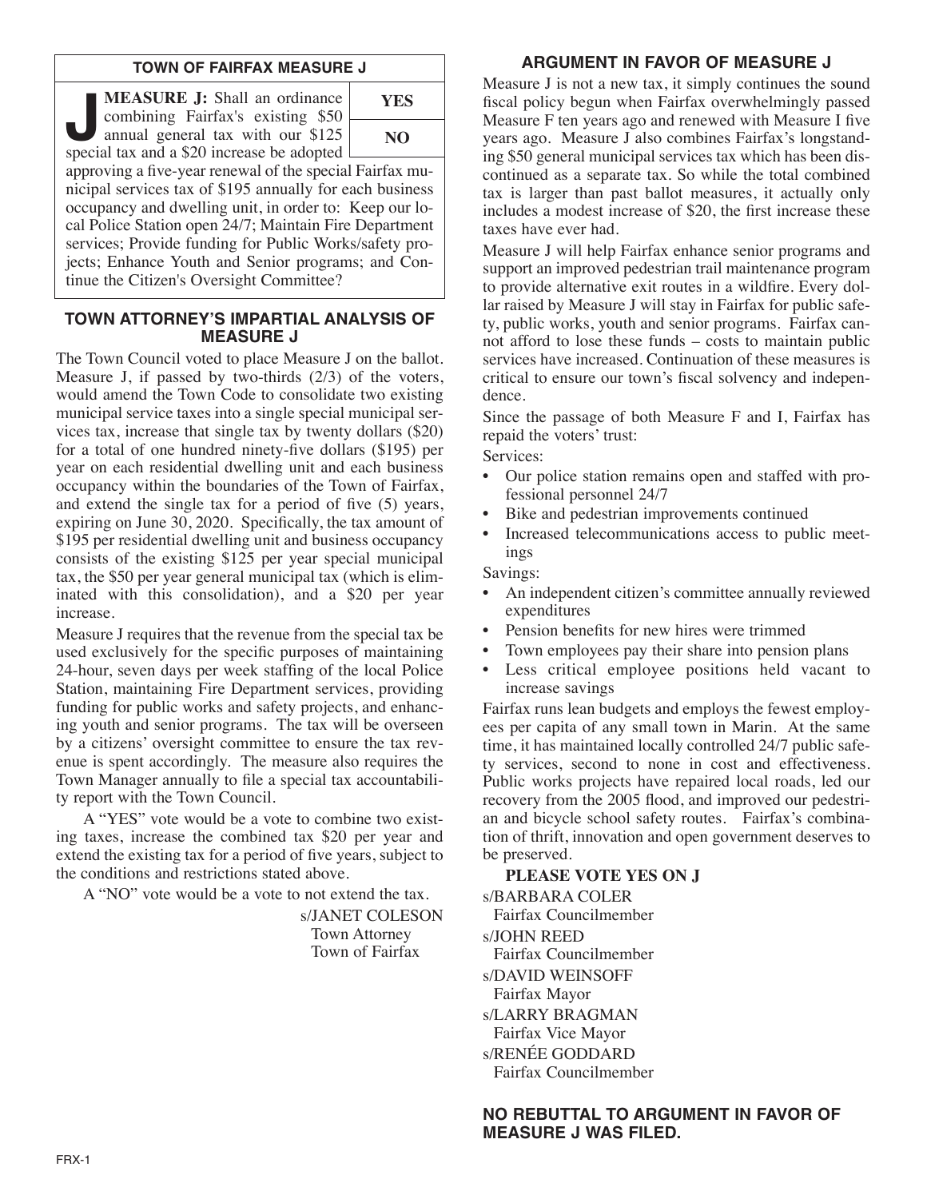## TOWN OF FAIRFAX MEASURE J

**J MEASURE J:** Shall an ordinance combining Fairfax's existing $50 annual general tax with our $125 special tax and a $20 increase be adopted approving a five-year renewal of the special Fairfax municipal services tax of $195 annually for each business occupancy and dwelling unit, in order to: Keep our local Police Station open 24/7; Maintain Fire Department services; Provide funding for Public Works/safety projects; Enhance Youth and Senior programs; and Continue the Citizen's Oversight Committee?

| YES |
|---|
| NO |

## TOWN ATTORNEY'S IMPARTIAL ANALYSIS OF MEASURE J

The Town Council voted to place Measure J on the ballot. Measure J, if passed by two-thirds (2/3) of the voters, would amend the Town Code to consolidate two existing municipal service taxes into a single special municipal services tax, increase that single tax by twenty dollars ($20) for a total of one hundred ninety-five dollars ($195) per year on each residential dwelling unit and each business occupancy within the boundaries of the Town of Fairfax, and extend the single tax for a period of five (5) years, expiring on June 30, 2020. Specifically, the tax amount of $195 per residential dwelling unit and business occupancy consists of the existing $125 per year special municipal tax, the $50 per year general municipal tax (which is eliminated with this consolidation), and a $20 per year increase.

Measure J requires that the revenue from the special tax be used exclusively for the specific purposes of maintaining 24-hour, seven days per week staffing of the local Police Station, maintaining Fire Department services, providing funding for public works and safety projects, and enhancing youth and senior programs. The tax will be overseen by a citizens' oversight committee to ensure the tax revenue is spent accordingly. The measure also requires the Town Manager annually to file a special tax accountability report with the Town Council.

A "YES" vote would be a vote to combine two existing taxes, increase the combined tax $20 per year and extend the existing tax for a period of five years, subject to the conditions and restrictions stated above.

A "NO" vote would be a vote to not extend the tax.

s/JANET COLESON
Town Attorney
Town of Fairfax

## ARGUMENT IN FAVOR OF MEASURE J

Measure J is not a new tax, it simply continues the sound fiscal policy begun when Fairfax overwhelmingly passed Measure F ten years ago and renewed with Measure I five years ago. Measure J also combines Fairfax's longstanding $50 general municipal services tax which has been discontinued as a separate tax. So while the total combined tax is larger than past ballot measures, it actually only includes a modest increase of $20, the first increase these taxes have ever had.

Measure J will help Fairfax enhance senior programs and support an improved pedestrian trail maintenance program to provide alternative exit routes in a wildfire. Every dollar raised by Measure J will stay in Fairfax for public safety, public works, youth and senior programs. Fairfax cannot afford to lose these funds – costs to maintain public services have increased. Continuation of these measures is critical to ensure our town's fiscal solvency and independence.

Since the passage of both Measure F and I, Fairfax has repaid the voters' trust:

Services:

- Our police station remains open and staffed with professional personnel 24/7
- Bike and pedestrian improvements continued
- Increased telecommunications access to public meetings

Savings:

- An independent citizen's committee annually reviewed expenditures
- Pension benefits for new hires were trimmed
- Town employees pay their share into pension plans
- Less critical employee positions held vacant to increase savings

Fairfax runs lean budgets and employs the fewest employees per capita of any small town in Marin. At the same time, it has maintained locally controlled 24/7 public safety services, second to none in cost and effectiveness. Public works projects have repaired local roads, led our recovery from the 2005 flood, and improved our pedestrian and bicycle school safety routes. Fairfax's combination of thrift, innovation and open government deserves to be preserved.

**PLEASE VOTE YES ON J**

s/BARBARA COLER
Fairfax Councilmember

s/JOHN REED
Fairfax Councilmember

s/DAVID WEINSOFF
Fairfax Mayor

s/LARRY BRAGMAN
Fairfax Vice Mayor

s/RENÉE GODDARD
Fairfax Councilmember

**NO REBUTTAL TO ARGUMENT IN FAVOR OF MEASURE J WAS FILED.**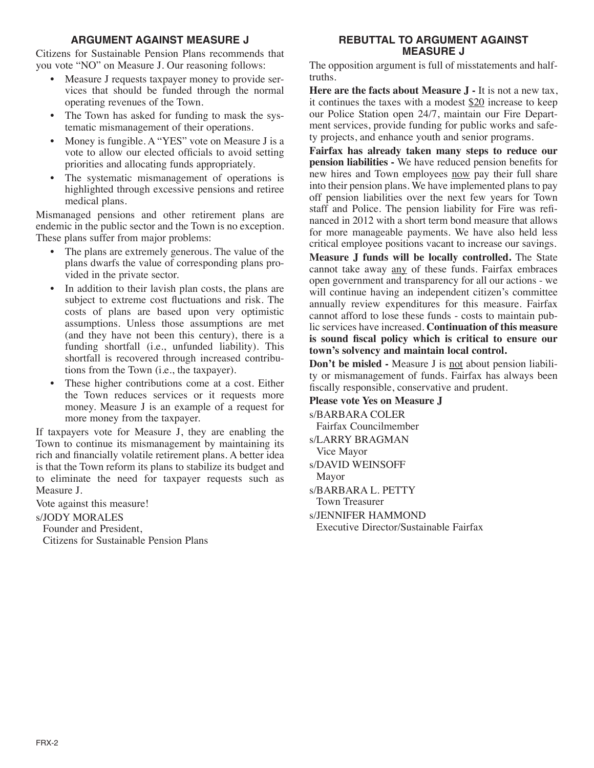## ARGUMENT AGAINST MEASURE J

Citizens for Sustainable Pension Plans recommends that you vote "NO" on Measure J. Our reasoning follows:

- Measure J requests taxpayer money to provide services that should be funded through the normal operating revenues of the Town.
- The Town has asked for funding to mask the systematic mismanagement of their operations.
- Money is fungible. A "YES" vote on Measure J is a vote to allow our elected officials to avoid setting priorities and allocating funds appropriately.
- The systematic mismanagement of operations is highlighted through excessive pensions and retiree medical plans.

Mismanaged pensions and other retirement plans are endemic in the public sector and the Town is no exception. These plans suffer from major problems:

- The plans are extremely generous. The value of the plans dwarfs the value of corresponding plans provided in the private sector.
- In addition to their lavish plan costs, the plans are subject to extreme cost fluctuations and risk. The costs of plans are based upon very optimistic assumptions. Unless those assumptions are met (and they have not been this century), there is a funding shortfall (i.e., unfunded liability). This shortfall is recovered through increased contributions from the Town (i.e., the taxpayer).
- These higher contributions come at a cost. Either the Town reduces services or it requests more money. Measure J is an example of a request for more money from the taxpayer.

If taxpayers vote for Measure J, they are enabling the Town to continue its mismanagement by maintaining its rich and financially volatile retirement plans. A better idea is that the Town reform its plans to stabilize its budget and to eliminate the need for taxpayer requests such as Measure J.

Vote against this measure!

s/JODY MORALES
Founder and President,
Citizens for Sustainable Pension Plans

## REBUTTAL TO ARGUMENT AGAINST MEASURE J

The opposition argument is full of misstatements and half-truths.

**Here are the facts about Measure J -** It is not a new tax, it continues the taxes with a modest $20 increase to keep our Police Station open 24/7, maintain our Fire Department services, provide funding for public works and safety projects, and enhance youth and senior programs.

**Fairfax has already taken many steps to reduce our pension liabilities -** We have reduced pension benefits for new hires and Town employees now pay their full share into their pension plans. We have implemented plans to pay off pension liabilities over the next few years for Town staff and Police. The pension liability for Fire was refinanced in 2012 with a short term bond measure that allows for more manageable payments. We have also held less critical employee positions vacant to increase our savings.

**Measure J funds will be locally controlled.** The State cannot take away any of these funds. Fairfax embraces open government and transparency for all our actions - we will continue having an independent citizen's committee annually review expenditures for this measure. Fairfax cannot afford to lose these funds - costs to maintain public services have increased. **Continuation of this measure is sound fiscal policy which is critical to ensure our town's solvency and maintain local control.**

**Don't be misled -** Measure J is not about pension liability or mismanagement of funds. Fairfax has always been fiscally responsible, conservative and prudent.

**Please vote Yes on Measure J**

s/BARBARA COLER
Fairfax Councilmember

s/LARRY BRAGMAN
Vice Mayor

s/DAVID WEINSOFF
Mayor

s/BARBARA L. PETTY
Town Treasurer

s/JENNIFER HAMMOND
Executive Director/Sustainable Fairfax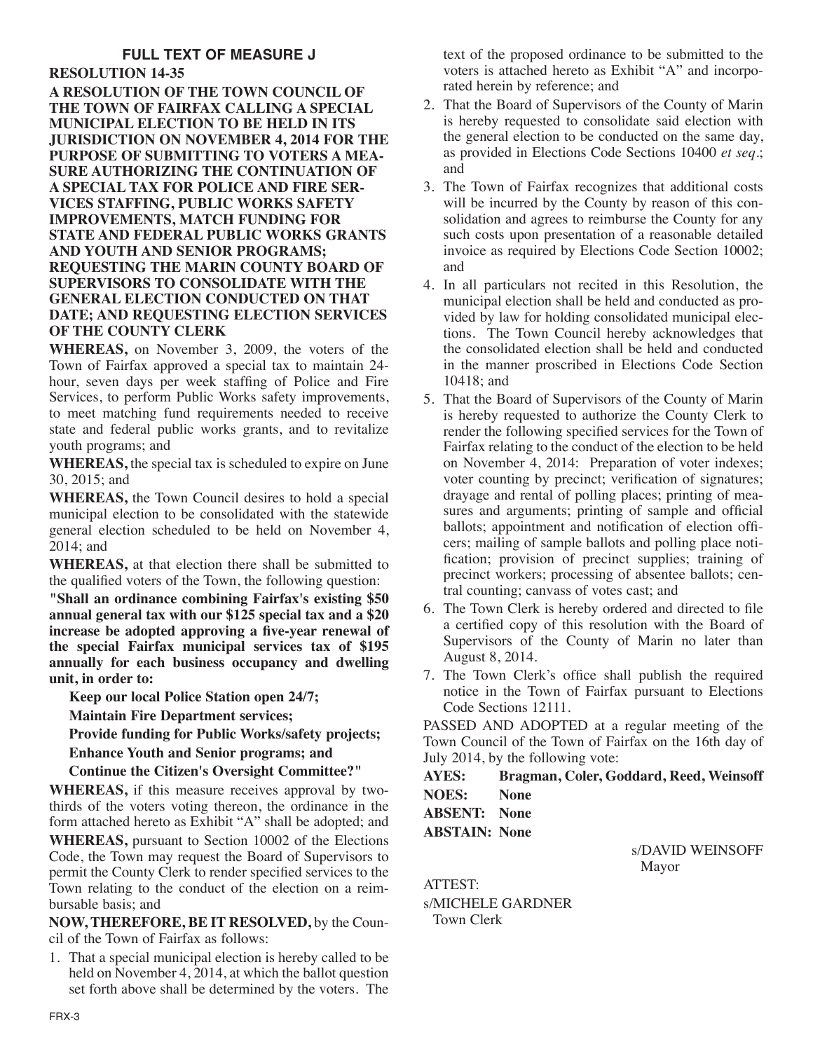## FULL TEXT OF MEASURE J

**RESOLUTION 14-35**

**A RESOLUTION OF THE TOWN COUNCIL OF THE TOWN OF FAIRFAX CALLING A SPECIAL MUNICIPAL ELECTION TO BE HELD IN ITS JURISDICTION ON NOVEMBER 4, 2014 FOR THE PURPOSE OF SUBMITTING TO VOTERS A MEASURE AUTHORIZING THE CONTINUATION OF A SPECIAL TAX FOR POLICE AND FIRE SERVICES STAFFING, PUBLIC WORKS SAFETY IMPROVEMENTS, MATCH FUNDING FOR STATE AND FEDERAL PUBLIC WORKS GRANTS AND YOUTH AND SENIOR PROGRAMS; REQUESTING THE MARIN COUNTY BOARD OF SUPERVISORS TO CONSOLIDATE WITH THE GENERAL ELECTION CONDUCTED ON THAT DATE; AND REQUESTING ELECTION SERVICES OF THE COUNTY CLERK**

**WHEREAS,** on November 3, 2009, the voters of the Town of Fairfax approved a special tax to maintain 24-hour, seven days per week staffing of Police and Fire Services, to perform Public Works safety improvements, to meet matching fund requirements needed to receive state and federal public works grants, and to revitalize youth programs; and

**WHEREAS,** the special tax is scheduled to expire on June 30, 2015; and

**WHEREAS,** the Town Council desires to hold a special municipal election to be consolidated with the statewide general election scheduled to be held on November 4, 2014; and

**WHEREAS,** at that election there shall be submitted to the qualified voters of the Town, the following question:

**"Shall an ordinance combining Fairfax's existing $50 annual general tax with our $125 special tax and a $20 increase be adopted approving a five-year renewal of the special Fairfax municipal services tax of $195 annually for each business occupancy and dwelling unit, in order to:**

**Keep our local Police Station open 24/7;**

**Maintain Fire Department services;**

**Provide funding for Public Works/safety projects;**

**Enhance Youth and Senior programs; and**

**Continue the Citizen's Oversight Committee?"**

**WHEREAS,** if this measure receives approval by two-thirds of the voters voting thereon, the ordinance in the form attached hereto as Exhibit "A" shall be adopted; and

**WHEREAS,** pursuant to Section 10002 of the Elections Code, the Town may request the Board of Supervisors to permit the County Clerk to render specified services to the Town relating to the conduct of the election on a reimbursable basis; and

**NOW, THEREFORE, BE IT RESOLVED,** by the Council of the Town of Fairfax as follows:

1. That a special municipal election is hereby called to be held on November 4, 2014, at which the ballot question set forth above shall be determined by the voters. The text of the proposed ordinance to be submitted to the voters is attached hereto as Exhibit "A" and incorporated herein by reference; and
2. That the Board of Supervisors of the County of Marin is hereby requested to consolidate said election with the general election to be conducted on the same day, as provided in Elections Code Sections 10400 *et seq*.; and
3. The Town of Fairfax recognizes that additional costs will be incurred by the County by reason of this consolidation and agrees to reimburse the County for any such costs upon presentation of a reasonable detailed invoice as required by Elections Code Section 10002; and
4. In all particulars not recited in this Resolution, the municipal election shall be held and conducted as provided by law for holding consolidated municipal elections. The Town Council hereby acknowledges that the consolidated election shall be held and conducted in the manner proscribed in Elections Code Section 10418; and
5. That the Board of Supervisors of the County of Marin is hereby requested to authorize the County Clerk to render the following specified services for the Town of Fairfax relating to the conduct of the election to be held on November 4, 2014: Preparation of voter indexes; voter counting by precinct; verification of signatures; drayage and rental of polling places; printing of measures and arguments; printing of sample and official ballots; appointment and notification of election officers; mailing of sample ballots and polling place notification; provision of precinct supplies; training of precinct workers; processing of absentee ballots; central counting; canvass of votes cast; and
6. The Town Clerk is hereby ordered and directed to file a certified copy of this resolution with the Board of Supervisors of the County of Marin no later than August 8, 2014.
7. The Town Clerk's office shall publish the required notice in the Town of Fairfax pursuant to Elections Code Sections 12111.

PASSED AND ADOPTED at a regular meeting of the Town Council of the Town of Fairfax on the 16th day of July 2014, by the following vote:

**AYES: Bragman, Coler, Goddard, Reed, Weinsoff**
**NOES: None**
**ABSENT: None**
**ABSTAIN: None**

s/DAVID WEINSOFF
Mayor

ATTEST:
s/MICHELE GARDNER
Town Clerk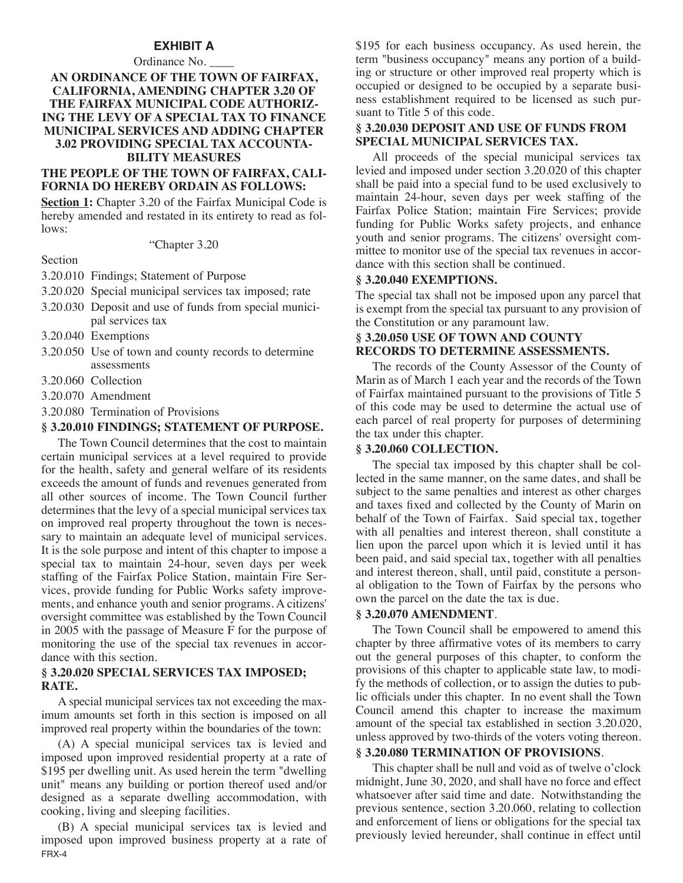**EXHIBIT A**

Ordinance No. ____

**AN ORDINANCE OF THE TOWN OF FAIRFAX, CALIFORNIA, AMENDING CHAPTER 3.20 OF THE FAIRFAX MUNICIPAL CODE AUTHORIZING THE LEVY OF A SPECIAL TAX TO FINANCE MUNICIPAL SERVICES AND ADDING CHAPTER 3.02 PROVIDING SPECIAL TAX ACCOUNTABILITY MEASURES**

**THE PEOPLE OF THE TOWN OF FAIRFAX, CALIFORNIA DO HEREBY ORDAIN AS FOLLOWS:**

**Section 1:** Chapter 3.20 of the Fairfax Municipal Code is hereby amended and restated in its entirety to read as follows:

"Chapter 3.20

Section

3.20.010 Findings; Statement of Purpose

3.20.020 Special municipal services tax imposed; rate

3.20.030 Deposit and use of funds from special municipal services tax

3.20.040 Exemptions

3.20.050 Use of town and county records to determine assessments

3.20.060 Collection

3.20.070 Amendment

3.20.080 Termination of Provisions

**§ 3.20.010 FINDINGS; STATEMENT OF PURPOSE.**

The Town Council determines that the cost to maintain certain municipal services at a level required to provide for the health, safety and general welfare of its residents exceeds the amount of funds and revenues generated from all other sources of income. The Town Council further determines that the levy of a special municipal services tax on improved real property throughout the town is necessary to maintain an adequate level of municipal services. It is the sole purpose and intent of this chapter to impose a special tax to maintain 24-hour, seven days per week staffing of the Fairfax Police Station, maintain Fire Services, provide funding for Public Works safety improvements, and enhance youth and senior programs. A citizens' oversight committee was established by the Town Council in 2005 with the passage of Measure F for the purpose of monitoring the use of the special tax revenues in accordance with this section.

**§ 3.20.020 SPECIAL SERVICES TAX IMPOSED; RATE.**

A special municipal services tax not exceeding the maximum amounts set forth in this section is imposed on all improved real property within the boundaries of the town:

(A) A special municipal services tax is levied and imposed upon improved residential property at a rate of $195 per dwelling unit. As used herein the term "dwelling unit" means any building or portion thereof used and/or designed as a separate dwelling accommodation, with cooking, living and sleeping facilities.

(B) A special municipal services tax is levied and imposed upon improved business property at a rate of $195 for each business occupancy. As used herein, the term "business occupancy" means any portion of a building or structure or other improved real property which is occupied or designed to be occupied by a separate business establishment required to be licensed as such pursuant to Title 5 of this code.

**§ 3.20.030 DEPOSIT AND USE OF FUNDS FROM SPECIAL MUNICIPAL SERVICES TAX.**

All proceeds of the special municipal services tax levied and imposed under section 3.20.020 of this chapter shall be paid into a special fund to be used exclusively to maintain 24-hour, seven days per week staffing of the Fairfax Police Station; maintain Fire Services; provide funding for Public Works safety projects, and enhance youth and senior programs. The citizens' oversight committee to monitor use of the special tax revenues in accordance with this section shall be continued.

**§ 3.20.040 EXEMPTIONS.**

The special tax shall not be imposed upon any parcel that is exempt from the special tax pursuant to any provision of the Constitution or any paramount law.

**§ 3.20.050 USE OF TOWN AND COUNTY RECORDS TO DETERMINE ASSESSMENTS.**

The records of the County Assessor of the County of Marin as of March 1 each year and the records of the Town of Fairfax maintained pursuant to the provisions of Title 5 of this code may be used to determine the actual use of each parcel of real property for purposes of determining the tax under this chapter.

**§ 3.20.060 COLLECTION.**

The special tax imposed by this chapter shall be collected in the same manner, on the same dates, and shall be subject to the same penalties and interest as other charges and taxes fixed and collected by the County of Marin on behalf of the Town of Fairfax. Said special tax, together with all penalties and interest thereon, shall constitute a lien upon the parcel upon which it is levied until it has been paid, and said special tax, together with all penalties and interest thereon, shall, until paid, constitute a personal obligation to the Town of Fairfax by the persons who own the parcel on the date the tax is due.

**§ 3.20.070 AMENDMENT**.

The Town Council shall be empowered to amend this chapter by three affirmative votes of its members to carry out the general purposes of this chapter, to conform the provisions of this chapter to applicable state law, to modify the methods of collection, or to assign the duties to public officials under this chapter. In no event shall the Town Council amend this chapter to increase the maximum amount of the special tax established in section 3.20.020, unless approved by two-thirds of the voters voting thereon.

**§ 3.20.080 TERMINATION OF PROVISIONS**.

This chapter shall be null and void as of twelve o'clock midnight, June 30, 2020, and shall have no force and effect whatsoever after said time and date. Notwithstanding the previous sentence, section 3.20.060, relating to collection and enforcement of liens or obligations for the special tax previously levied hereunder, shall continue in effect until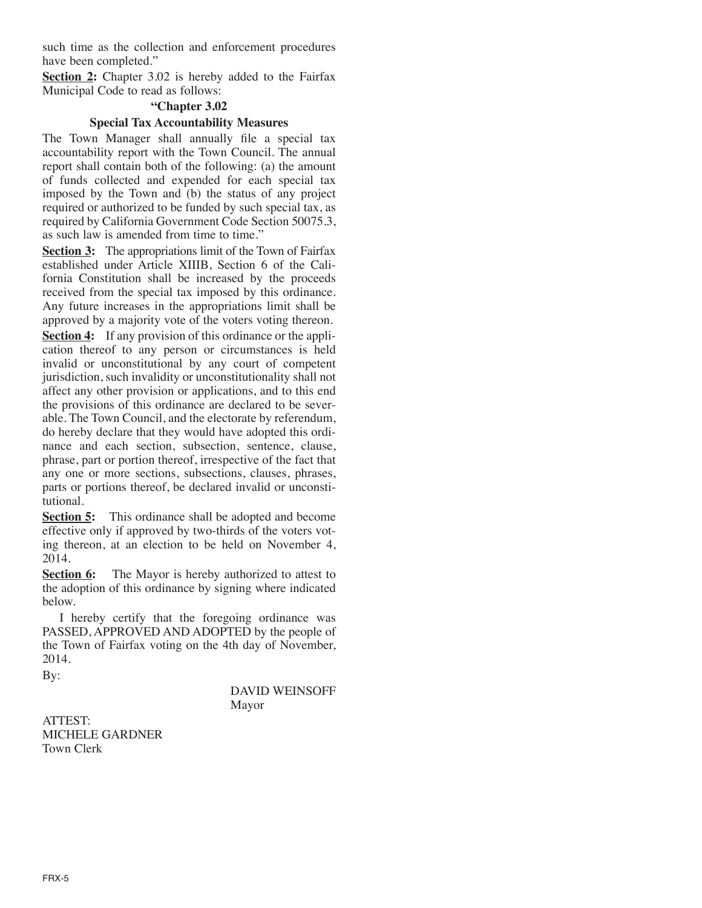such time as the collection and enforcement procedures have been completed."

**Section 2:** Chapter 3.02 is hereby added to the Fairfax Municipal Code to read as follows:

**"Chapter 3.02**

**Special Tax Accountability Measures**

The Town Manager shall annually file a special tax accountability report with the Town Council. The annual report shall contain both of the following: (a) the amount of funds collected and expended for each special tax imposed by the Town and (b) the status of any project required or authorized to be funded by such special tax, as required by California Government Code Section 50075.3, as such law is amended from time to time."

**Section 3:** The appropriations limit of the Town of Fairfax established under Article XIIIB, Section 6 of the California Constitution shall be increased by the proceeds received from the special tax imposed by this ordinance. Any future increases in the appropriations limit shall be approved by a majority vote of the voters voting thereon.

**Section 4:** If any provision of this ordinance or the application thereof to any person or circumstances is held invalid or unconstitutional by any court of competent jurisdiction, such invalidity or unconstitutionality shall not affect any other provision or applications, and to this end the provisions of this ordinance are declared to be severable. The Town Council, and the electorate by referendum, do hereby declare that they would have adopted this ordinance and each section, subsection, sentence, clause, phrase, part or portion thereof, irrespective of the fact that any one or more sections, subsections, clauses, phrases, parts or portions thereof, be declared invalid or unconstitutional.

**Section 5:** This ordinance shall be adopted and become effective only if approved by two-thirds of the voters voting thereon, at an election to be held on November 4, 2014.

**Section 6:** The Mayor is hereby authorized to attest to the adoption of this ordinance by signing where indicated below.

I hereby certify that the foregoing ordinance was PASSED, APPROVED AND ADOPTED by the people of the Town of Fairfax voting on the 4th day of November, 2014.

By:

DAVID WEINSOFF
Mayor

ATTEST:
MICHELE GARDNER
Town Clerk